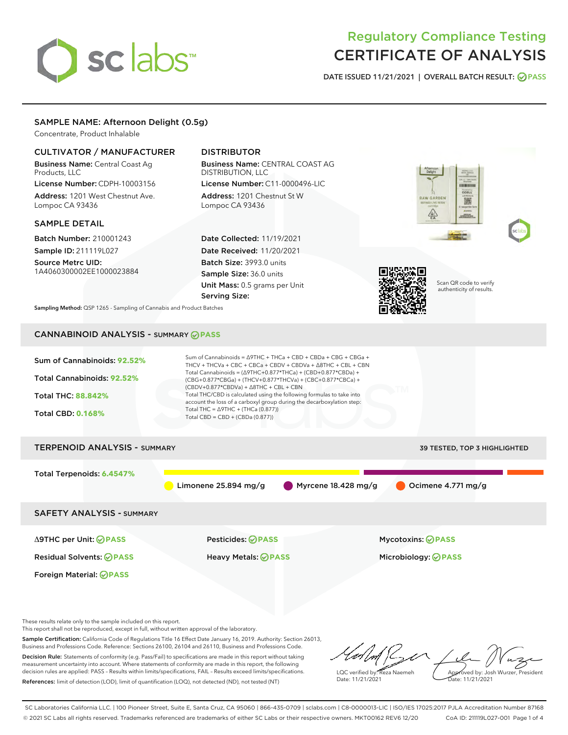# Regulatory Compliance Testing
# CERTIFICATE OF ANALYSIS

DATE ISSUED 11/21/2021 | OVERALL BATCH RESULT: PASS

## SAMPLE NAME: Afternoon Delight (0.5g)

Concentrate, Product Inhalable

### CULTIVATOR / MANUFACTURER

**Business Name:** Central Coast Ag Products, LLC

**License Number:** CDPH-10003156

**Address:** 1201 West Chestnut Ave. Lompoc CA 93436

### DISTRIBUTOR

**Business Name:** CENTRAL COAST AG DISTRIBUTION, LLC

**License Number:** C11-0000496-LIC

**Address:** 1201 Chestnut St W Lompoc CA 93436

### SAMPLE DETAIL

**Batch Number:** 210001243

**Sample ID:** 211119L027

**Source Metrc UID:** 1A4060300002EE1000023884

**Date Collected:** 11/19/2021

**Date Received:** 11/20/2021

**Batch Size:** 3993.0 units

**Sample Size:** 36.0 units

**Unit Mass:** 0.5 grams per Unit

**Serving Size:**

Scan QR code to verify authenticity of results.

**Sampling Method:** QSP 1265 - Sampling of Cannabis and Product Batches

## CANNABINOID ANALYSIS - SUMMARY PASS

Sum of Cannabinoids: **92.52%**

Total Cannabinoids: **92.52%**

Total THC: **88.842%**

Total CBD: **0.168%**

Sum of Cannabinoids = Δ9THC + THCa + CBD + CBDa + CBG + CBGa + THCV + THCVa + CBC + CBCa + CBDV + CBDVa + Δ8THC + CBL + CBN

Total Cannabinoids = (Δ9THC+0.877*THCa) + (CBD+0.877*CBDa) + (CBG+0.877*CBGa) + (THCV+0.877*THCVa) + (CBC+0.877*CBCa) + (CBDV+0.877*CBDVa) + Δ8THC + CBL + CBN

Total THC/CBD is calculated using the following formulas to take into account the loss of a carboxyl group during the decarboxylation step:

Total THC = Δ9THC + (THCa (0.877))

Total CBD = CBD + (CBDa (0.877))

## TERPENOID ANALYSIS - SUMMARY

39 TESTED, TOP 3 HIGHLIGHTED

Total Terpenoids: **6.4547%**

Limonene 25.894 mg/g | Myrcene 18.428 mg/g | Ocimene 4.771 mg/g

## SAFETY ANALYSIS - SUMMARY

| | | |
|---|---|---|
| Δ9THC per Unit: PASS | Pesticides: PASS | Mycotoxins: PASS |
| Residual Solvents: PASS | Heavy Metals: PASS | Microbiology: PASS |
| Foreign Material: PASS | | |

These results relate only to the sample included on this report.
This report shall not be reproduced, except in full, without written approval of the laboratory.

**Sample Certification:** California Code of Regulations Title 16 Effect Date January 16, 2019. Authority: Section 26013, Business and Professions Code. Reference: Sections 26100, 26104 and 26110, Business and Professions Code.

**Decision Rule:** Statements of conformity (e.g. Pass/Fail) to specifications are made in this report without taking measurement uncertainty into account. Where statements of conformity are made in this report, the following decision rules are applied: PASS – Results within limits/specifications, FAIL – Results exceed limits/specifications.

**References:** limit of detection (LOD), limit of quantification (LOQ), not detected (ND), not tested (NT)

LQC verified by: Reza Naemeh
Date: 11/21/2021

Approved by: Josh Wurzer, President
Date: 11/21/2021

SC Laboratories California LLC. | 100 Pioneer Street, Suite E, Santa Cruz, CA 95060 | 866-435-0709 | sclabs.com | C8-0000013-LIC | ISO/IES 17025:2017 PJLA Accreditation Number 87168

© 2021 SC Labs all rights reserved. Trademarks referenced are trademarks of either SC Labs or their respective owners. MKT00162 REV6 12/20 CoA ID: 211119L027-001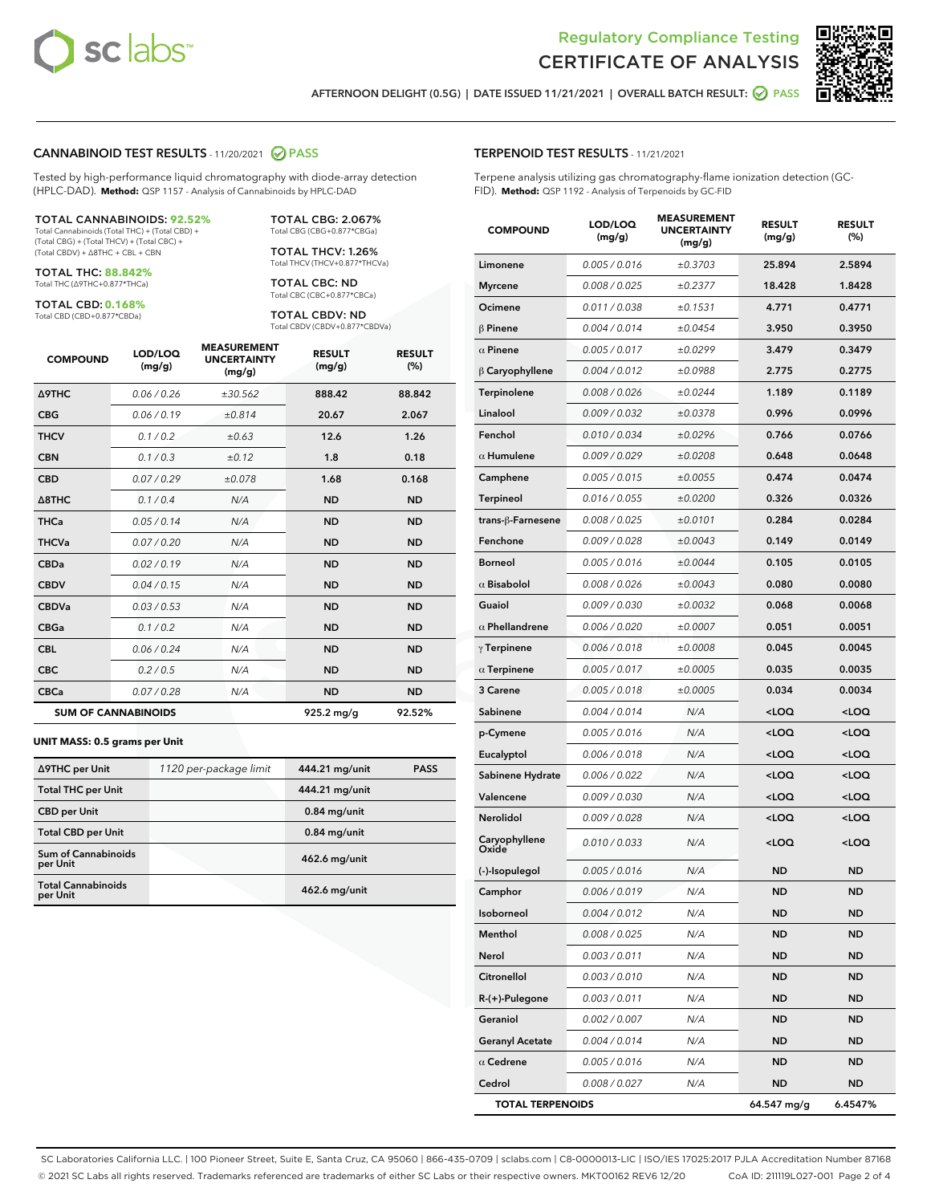Regulatory Compliance Testing
# CERTIFICATE OF ANALYSIS

AFTERNOON DELIGHT (0.5G) | DATE ISSUED 11/21/2021 | OVERALL BATCH RESULT: PASS

## CANNABINOID TEST RESULTS - 11/20/2021 PASS

Tested by high-performance liquid chromatography with diode-array detection (HPLC-DAD). **Method:** QSP 1157 - Analysis of Cannabinoids by HPLC-DAD

**TOTAL CANNABINOIDS: 92.52%**
Total Cannabinoids (Total THC) + (Total CBD) + (Total CBG) + (Total THCV) + (Total CBC) + (Total CBDV) + Δ8THC + CBL + CBN

**TOTAL THC: 88.842%**
Total THC (Δ9THC+0.877*THCa)

**TOTAL CBD: 0.168%**
Total CBD (CBD+0.877*CBDa)

**TOTAL CBG: 2.067%**
Total CBG (CBG+0.877*CBGa)

**TOTAL THCV: 1.26%**
Total THCV (THCV+0.877*THCVa)

**TOTAL CBC: ND**
Total CBC (CBC+0.877*CBCa)

**TOTAL CBDV: ND**
Total CBDV (CBDV+0.877*CBDVa)

| COMPOUND | LOD/LOQ (mg/g) | MEASUREMENT UNCERTAINTY (mg/g) | RESULT (mg/g) | RESULT (%) |
|---|---|---|---|---|
| Δ9THC | 0.06 / 0.26 | ±30.562 | 888.42 | 88.842 |
| CBG | 0.06 / 0.19 | ±0.814 | 20.67 | 2.067 |
| THCV | 0.1 / 0.2 | ±0.63 | 12.6 | 1.26 |
| CBN | 0.1 / 0.3 | ±0.12 | 1.8 | 0.18 |
| CBD | 0.07 / 0.29 | ±0.078 | 1.68 | 0.168 |
| Δ8THC | 0.1 / 0.4 | N/A | ND | ND |
| THCa | 0.05 / 0.14 | N/A | ND | ND |
| THCVa | 0.07 / 0.20 | N/A | ND | ND |
| CBDa | 0.02 / 0.19 | N/A | ND | ND |
| CBDV | 0.04 / 0.15 | N/A | ND | ND |
| CBDVa | 0.03 / 0.53 | N/A | ND | ND |
| CBGa | 0.1 / 0.2 | N/A | ND | ND |
| CBL | 0.06 / 0.24 | N/A | ND | ND |
| CBC | 0.2 / 0.5 | N/A | ND | ND |
| CBCa | 0.07 / 0.28 | N/A | ND | ND |
| **SUM OF CANNABINOIDS** | | | 925.2 mg/g | 92.52% |

**UNIT MASS: 0.5 grams per Unit**

| | | | |
|---|---|---|---|
| Δ9THC per Unit | 1120 per-package limit | 444.21 mg/unit | PASS |
| Total THC per Unit | | 444.21 mg/unit | |
| CBD per Unit | | 0.84 mg/unit | |
| Total CBD per Unit | | 0.84 mg/unit | |
| Sum of Cannabinoids per Unit | | 462.6 mg/unit | |
| Total Cannabinoids per Unit | | 462.6 mg/unit | |

## TERPENOID TEST RESULTS - 11/21/2021

Terpene analysis utilizing gas chromatography-flame ionization detection (GC-FID). **Method:** QSP 1192 - Analysis of Terpenoids by GC-FID

| COMPOUND | LOD/LOQ (mg/g) | MEASUREMENT UNCERTAINTY (mg/g) | RESULT (mg/g) | RESULT (%) |
|---|---|---|---|---|
| Limonene | 0.005 / 0.016 | ±0.3703 | 25.894 | 2.5894 |
| Myrcene | 0.008 / 0.025 | ±0.2377 | 18.428 | 1.8428 |
| Ocimene | 0.011 / 0.038 | ±0.1531 | 4.771 | 0.4771 |
| β Pinene | 0.004 / 0.014 | ±0.0454 | 3.950 | 0.3950 |
| α Pinene | 0.005 / 0.017 | ±0.0299 | 3.479 | 0.3479 |
| β Caryophyllene | 0.004 / 0.012 | ±0.0988 | 2.775 | 0.2775 |
| Terpinolene | 0.008 / 0.026 | ±0.0244 | 1.189 | 0.1189 |
| Linalool | 0.009 / 0.032 | ±0.0378 | 0.996 | 0.0996 |
| Fenchol | 0.010 / 0.034 | ±0.0296 | 0.766 | 0.0766 |
| α Humulene | 0.009 / 0.029 | ±0.0208 | 0.648 | 0.0648 |
| Camphene | 0.005 / 0.015 | ±0.0055 | 0.474 | 0.0474 |
| Terpineol | 0.016 / 0.055 | ±0.0200 | 0.326 | 0.0326 |
| trans-β-Farnesene | 0.008 / 0.025 | ±0.0101 | 0.284 | 0.0284 |
| Fenchone | 0.009 / 0.028 | ±0.0043 | 0.149 | 0.0149 |
| Borneol | 0.005 / 0.016 | ±0.0044 | 0.105 | 0.0105 |
| α Bisabolol | 0.008 / 0.026 | ±0.0043 | 0.080 | 0.0080 |
| Guaiol | 0.009 / 0.030 | ±0.0032 | 0.068 | 0.0068 |
| α Phellandrene | 0.006 / 0.020 | ±0.0007 | 0.051 | 0.0051 |
| γ Terpinene | 0.006 / 0.018 | ±0.0008 | 0.045 | 0.0045 |
| α Terpinene | 0.005 / 0.017 | ±0.0005 | 0.035 | 0.0035 |
| 3 Carene | 0.005 / 0.018 | ±0.0005 | 0.034 | 0.0034 |
| Sabinene | 0.004 / 0.014 | N/A | <LOQ | <LOQ |
| p-Cymene | 0.005 / 0.016 | N/A | <LOQ | <LOQ |
| Eucalyptol | 0.006 / 0.018 | N/A | <LOQ | <LOQ |
| Sabinene Hydrate | 0.006 / 0.022 | N/A | <LOQ | <LOQ |
| Valencene | 0.009 / 0.030 | N/A | <LOQ | <LOQ |
| Nerolidol | 0.009 / 0.028 | N/A | <LOQ | <LOQ |
| Caryophyllene Oxide | 0.010 / 0.033 | N/A | <LOQ | <LOQ |
| (-)-Isopulegol | 0.005 / 0.016 | N/A | ND | ND |
| Camphor | 0.006 / 0.019 | N/A | ND | ND |
| Isoborneol | 0.004 / 0.012 | N/A | ND | ND |
| Menthol | 0.008 / 0.025 | N/A | ND | ND |
| Nerol | 0.003 / 0.011 | N/A | ND | ND |
| Citronellol | 0.003 / 0.010 | N/A | ND | ND |
| R-(+)-Pulegone | 0.003 / 0.011 | N/A | ND | ND |
| Geraniol | 0.002 / 0.007 | N/A | ND | ND |
| Geranyl Acetate | 0.004 / 0.014 | N/A | ND | ND |
| α Cedrene | 0.005 / 0.016 | N/A | ND | ND |
| Cedrol | 0.008 / 0.027 | N/A | ND | ND |
| **TOTAL TERPENOIDS** | | | 64.547 mg/g | 6.4547% |

SC Laboratories California LLC. | 100 Pioneer Street, Suite E, Santa Cruz, CA 95060 | 866-435-0709 | sclabs.com | C8-0000013-LIC | ISO/IES 17025:2017 PJLA Accreditation Number 87168
© 2021 SC Labs all rights reserved. Trademarks referenced are trademarks of either SC Labs or their respective owners. MKT00162 REV6 12/20 CoA ID: 211119L027-001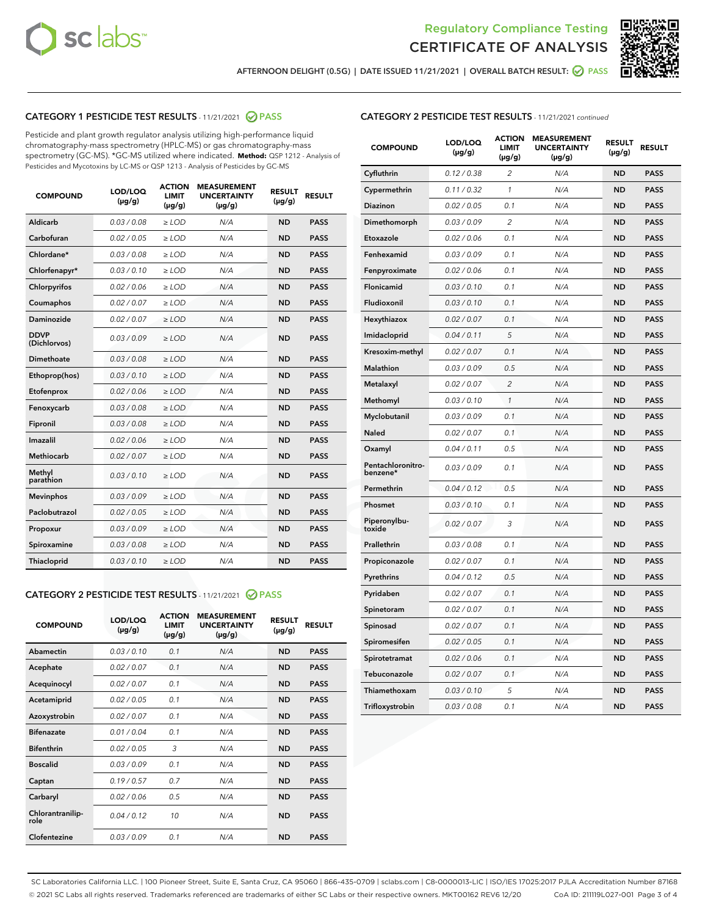Regulatory Compliance Testing

CERTIFICATE OF ANALYSIS

AFTERNOON DELIGHT (0.5G) | DATE ISSUED 11/21/2021 | OVERALL BATCH RESULT: PASS

## CATEGORY 1 PESTICIDE TEST RESULTS - 11/21/2021 PASS

Pesticide and plant growth regulator analysis utilizing high-performance liquid chromatography-mass spectrometry (HPLC-MS) or gas chromatography-mass spectrometry (GC-MS). *GC-MS utilized where indicated. **Method:** QSP 1212 - Analysis of Pesticides and Mycotoxins by LC-MS or QSP 1213 - Analysis of Pesticides by GC-MS

| COMPOUND | LOD/LOQ (µg/g) | ACTION LIMIT (µg/g) | MEASUREMENT UNCERTAINTY (µg/g) | RESULT (µg/g) | RESULT |
|---|---|---|---|---|---|
| Aldicarb | 0.03 / 0.08 | ≥ LOD | N/A | ND | PASS |
| Carbofuran | 0.02 / 0.05 | ≥ LOD | N/A | ND | PASS |
| Chlordane* | 0.03 / 0.08 | ≥ LOD | N/A | ND | PASS |
| Chlorfenapyr* | 0.03 / 0.10 | ≥ LOD | N/A | ND | PASS |
| Chlorpyrifos | 0.02 / 0.06 | ≥ LOD | N/A | ND | PASS |
| Coumaphos | 0.02 / 0.07 | ≥ LOD | N/A | ND | PASS |
| Daminozide | 0.02 / 0.07 | ≥ LOD | N/A | ND | PASS |
| DDVP (Dichlorvos) | 0.03 / 0.09 | ≥ LOD | N/A | ND | PASS |
| Dimethoate | 0.03 / 0.08 | ≥ LOD | N/A | ND | PASS |
| Ethoprop(hos) | 0.03 / 0.10 | ≥ LOD | N/A | ND | PASS |
| Etofenprox | 0.02 / 0.06 | ≥ LOD | N/A | ND | PASS |
| Fenoxycarb | 0.03 / 0.08 | ≥ LOD | N/A | ND | PASS |
| Fipronil | 0.03 / 0.08 | ≥ LOD | N/A | ND | PASS |
| Imazalil | 0.02 / 0.06 | ≥ LOD | N/A | ND | PASS |
| Methiocarb | 0.02 / 0.07 | ≥ LOD | N/A | ND | PASS |
| Methyl parathion | 0.03 / 0.10 | ≥ LOD | N/A | ND | PASS |
| Mevinphos | 0.03 / 0.09 | ≥ LOD | N/A | ND | PASS |
| Paclobutrazol | 0.02 / 0.05 | ≥ LOD | N/A | ND | PASS |
| Propoxur | 0.03 / 0.09 | ≥ LOD | N/A | ND | PASS |
| Spiroxamine | 0.03 / 0.08 | ≥ LOD | N/A | ND | PASS |
| Thiacloprid | 0.03 / 0.10 | ≥ LOD | N/A | ND | PASS |

## CATEGORY 2 PESTICIDE TEST RESULTS - 11/21/2021 PASS

| COMPOUND | LOD/LOQ (µg/g) | ACTION LIMIT (µg/g) | MEASUREMENT UNCERTAINTY (µg/g) | RESULT (µg/g) | RESULT |
|---|---|---|---|---|---|
| Abamectin | 0.03 / 0.10 | 0.1 | N/A | ND | PASS |
| Acephate | 0.02 / 0.07 | 0.1 | N/A | ND | PASS |
| Acequinocyl | 0.02 / 0.07 | 0.1 | N/A | ND | PASS |
| Acetamiprid | 0.02 / 0.05 | 0.1 | N/A | ND | PASS |
| Azoxystrobin | 0.02 / 0.07 | 0.1 | N/A | ND | PASS |
| Bifenazate | 0.01 / 0.04 | 0.1 | N/A | ND | PASS |
| Bifenthrin | 0.02 / 0.05 | 3 | N/A | ND | PASS |
| Boscalid | 0.03 / 0.09 | 0.1 | N/A | ND | PASS |
| Captan | 0.19 / 0.57 | 0.7 | N/A | ND | PASS |
| Carbaryl | 0.02 / 0.06 | 0.5 | N/A | ND | PASS |
| Chlorantraniliprole | 0.04 / 0.12 | 10 | N/A | ND | PASS |
| Clofentezine | 0.03 / 0.09 | 0.1 | N/A | ND | PASS |
| Cyfluthrin | 0.12 / 0.38 | 2 | N/A | ND | PASS |
| Cypermethrin | 0.11 / 0.32 | 1 | N/A | ND | PASS |
| Diazinon | 0.02 / 0.05 | 0.1 | N/A | ND | PASS |
| Dimethomorph | 0.03 / 0.09 | 2 | N/A | ND | PASS |
| Etoxazole | 0.02 / 0.06 | 0.1 | N/A | ND | PASS |
| Fenhexamid | 0.03 / 0.09 | 0.1 | N/A | ND | PASS |
| Fenpyroximate | 0.02 / 0.06 | 0.1 | N/A | ND | PASS |
| Flonicamid | 0.03 / 0.10 | 0.1 | N/A | ND | PASS |
| Fludioxonil | 0.03 / 0.10 | 0.1 | N/A | ND | PASS |
| Hexythiazox | 0.02 / 0.07 | 0.1 | N/A | ND | PASS |
| Imidacloprid | 0.04 / 0.11 | 5 | N/A | ND | PASS |
| Kresoxim-methyl | 0.02 / 0.07 | 0.1 | N/A | ND | PASS |
| Malathion | 0.03 / 0.09 | 0.5 | N/A | ND | PASS |
| Metalaxyl | 0.02 / 0.07 | 2 | N/A | ND | PASS |
| Methomyl | 0.03 / 0.10 | 1 | N/A | ND | PASS |
| Myclobutanil | 0.03 / 0.09 | 0.1 | N/A | ND | PASS |
| Naled | 0.02 / 0.07 | 0.1 | N/A | ND | PASS |
| Oxamyl | 0.04 / 0.11 | 0.5 | N/A | ND | PASS |
| Pentachloronitrobenzene* | 0.03 / 0.09 | 0.1 | N/A | ND | PASS |
| Permethrin | 0.04 / 0.12 | 0.5 | N/A | ND | PASS |
| Phosmet | 0.03 / 0.10 | 0.1 | N/A | ND | PASS |
| Piperonylbutoxide | 0.02 / 0.07 | 3 | N/A | ND | PASS |
| Prallethrin | 0.03 / 0.08 | 0.1 | N/A | ND | PASS |
| Propiconazole | 0.02 / 0.07 | 0.1 | N/A | ND | PASS |
| Pyrethrins | 0.04 / 0.12 | 0.5 | N/A | ND | PASS |
| Pyridaben | 0.02 / 0.07 | 0.1 | N/A | ND | PASS |
| Spinetoram | 0.02 / 0.07 | 0.1 | N/A | ND | PASS |
| Spinosad | 0.02 / 0.07 | 0.1 | N/A | ND | PASS |
| Spiromesifen | 0.02 / 0.05 | 0.1 | N/A | ND | PASS |
| Spirotetramat | 0.02 / 0.06 | 0.1 | N/A | ND | PASS |
| Tebuconazole | 0.02 / 0.07 | 0.1 | N/A | ND | PASS |
| Thiamethoxam | 0.03 / 0.10 | 5 | N/A | ND | PASS |
| Trifloxystrobin | 0.03 / 0.08 | 0.1 | N/A | ND | PASS |

SC Laboratories California LLC. | 100 Pioneer Street, Suite E, Santa Cruz, CA 95060 | 866-435-0709 | sclabs.com | C8-0000013-LIC | ISO/IES 17025:2017 PJLA Accreditation Number 87168
© 2021 SC Labs all rights reserved. Trademarks referenced are trademarks of either SC Labs or their respective owners. MKT00162 REV6 12/20 CoA ID: 211119L027-001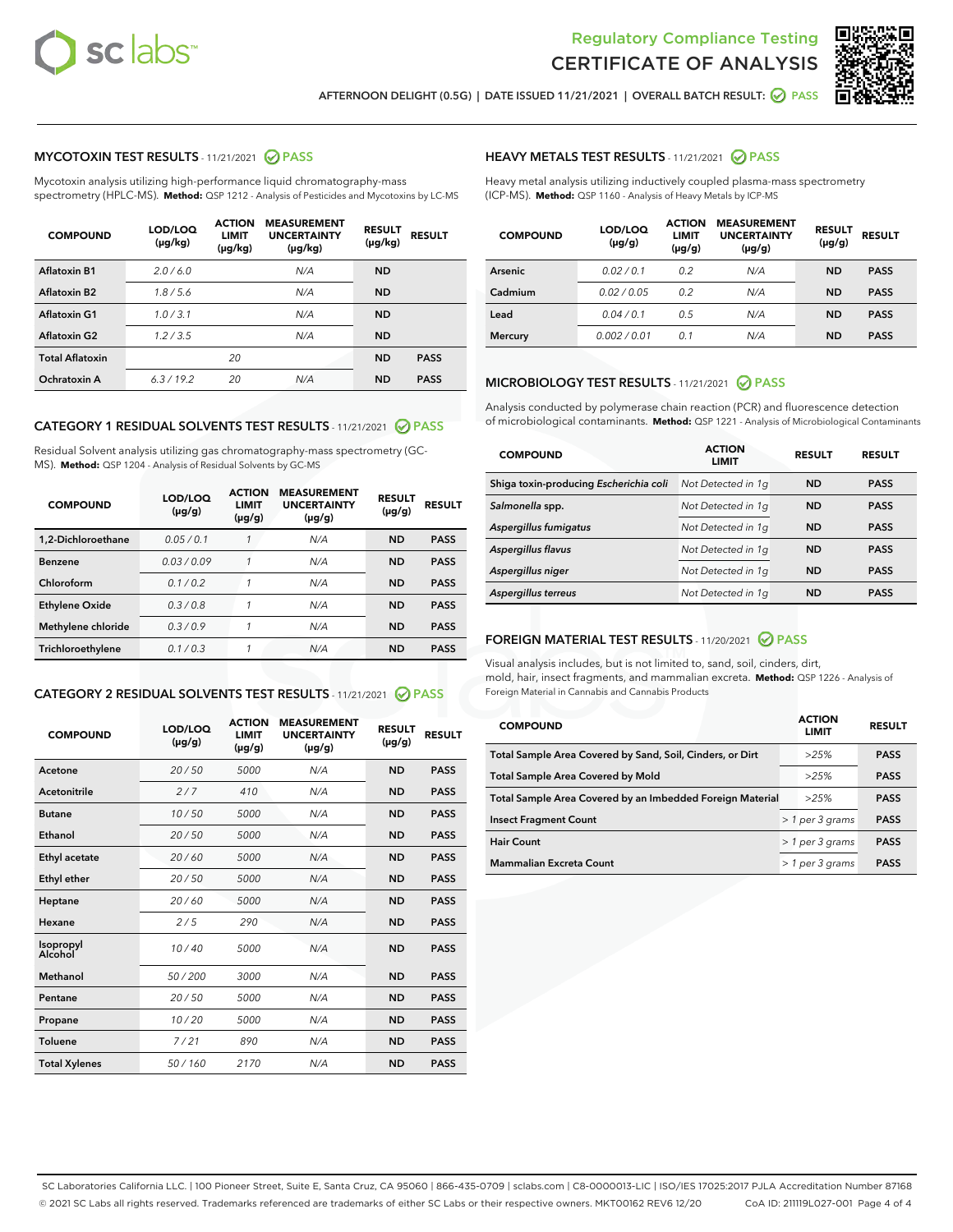Regulatory Compliance Testing
CERTIFICATE OF ANALYSIS

AFTERNOON DELIGHT (0.5G) | DATE ISSUED 11/21/2021 | OVERALL BATCH RESULT: PASS

## MYCOTOXIN TEST RESULTS - 11/21/2021 PASS

Mycotoxin analysis utilizing high-performance liquid chromatography-mass spectrometry (HPLC-MS). **Method:** QSP 1212 - Analysis of Pesticides and Mycotoxins by LC-MS

| COMPOUND | LOD/LOQ (µg/kg) | ACTION LIMIT (µg/kg) | MEASUREMENT UNCERTAINTY (µg/kg) | RESULT (µg/kg) | RESULT |
|---|---|---|---|---|---|
| Aflatoxin B1 | 2.0 / 6.0 | | N/A | ND | |
| Aflatoxin B2 | 1.8 / 5.6 | | N/A | ND | |
| Aflatoxin G1 | 1.0 / 3.1 | | N/A | ND | |
| Aflatoxin G2 | 1.2 / 3.5 | | N/A | ND | |
| Total Aflatoxin | | 20 | | ND | PASS |
| Ochratoxin A | 6.3 / 19.2 | 20 | N/A | ND | PASS |

## CATEGORY 1 RESIDUAL SOLVENTS TEST RESULTS - 11/21/2021 PASS

Residual Solvent analysis utilizing gas chromatography-mass spectrometry (GC-MS). **Method:** QSP 1204 - Analysis of Residual Solvents by GC-MS

| COMPOUND | LOD/LOQ (µg/g) | ACTION LIMIT (µg/g) | MEASUREMENT UNCERTAINTY (µg/g) | RESULT (µg/g) | RESULT |
|---|---|---|---|---|---|
| 1,2-Dichloroethane | 0.05 / 0.1 | 1 | N/A | ND | PASS |
| Benzene | 0.03 / 0.09 | 1 | N/A | ND | PASS |
| Chloroform | 0.1 / 0.2 | 1 | N/A | ND | PASS |
| Ethylene Oxide | 0.3 / 0.8 | 1 | N/A | ND | PASS |
| Methylene chloride | 0.3 / 0.9 | 1 | N/A | ND | PASS |
| Trichloroethylene | 0.1 / 0.3 | 1 | N/A | ND | PASS |

## CATEGORY 2 RESIDUAL SOLVENTS TEST RESULTS - 11/21/2021 PASS

| COMPOUND | LOD/LOQ (µg/g) | ACTION LIMIT (µg/g) | MEASUREMENT UNCERTAINTY (µg/g) | RESULT (µg/g) | RESULT |
|---|---|---|---|---|---|
| Acetone | 20 / 50 | 5000 | N/A | ND | PASS |
| Acetonitrile | 2 / 7 | 410 | N/A | ND | PASS |
| Butane | 10 / 50 | 5000 | N/A | ND | PASS |
| Ethanol | 20 / 50 | 5000 | N/A | ND | PASS |
| Ethyl acetate | 20 / 60 | 5000 | N/A | ND | PASS |
| Ethyl ether | 20 / 50 | 5000 | N/A | ND | PASS |
| Heptane | 20 / 60 | 5000 | N/A | ND | PASS |
| Hexane | 2 / 5 | 290 | N/A | ND | PASS |
| Isopropyl Alcohol | 10 / 40 | 5000 | N/A | ND | PASS |
| Methanol | 50 / 200 | 3000 | N/A | ND | PASS |
| Pentane | 20 / 50 | 5000 | N/A | ND | PASS |
| Propane | 10 / 20 | 5000 | N/A | ND | PASS |
| Toluene | 7 / 21 | 890 | N/A | ND | PASS |
| Total Xylenes | 50 / 160 | 2170 | N/A | ND | PASS |

## HEAVY METALS TEST RESULTS - 11/21/2021 PASS

Heavy metal analysis utilizing inductively coupled plasma-mass spectrometry (ICP-MS). **Method:** QSP 1160 - Analysis of Heavy Metals by ICP-MS

| COMPOUND | LOD/LOQ (µg/g) | ACTION LIMIT (µg/g) | MEASUREMENT UNCERTAINTY (µg/g) | RESULT (µg/g) | RESULT |
|---|---|---|---|---|---|
| Arsenic | 0.02 / 0.1 | 0.2 | N/A | ND | PASS |
| Cadmium | 0.02 / 0.05 | 0.2 | N/A | ND | PASS |
| Lead | 0.04 / 0.1 | 0.5 | N/A | ND | PASS |
| Mercury | 0.002 / 0.01 | 0.1 | N/A | ND | PASS |

## MICROBIOLOGY TEST RESULTS - 11/21/2021 PASS

Analysis conducted by polymerase chain reaction (PCR) and fluorescence detection of microbiological contaminants. **Method:** QSP 1221 - Analysis of Microbiological Contaminants

| COMPOUND | ACTION LIMIT | RESULT | RESULT |
|---|---|---|---|
| Shiga toxin-producing *Escherichia coli* | Not Detected in 1g | ND | PASS |
| *Salmonella* spp. | Not Detected in 1g | ND | PASS |
| *Aspergillus fumigatus* | Not Detected in 1g | ND | PASS |
| *Aspergillus flavus* | Not Detected in 1g | ND | PASS |
| *Aspergillus niger* | Not Detected in 1g | ND | PASS |
| *Aspergillus terreus* | Not Detected in 1g | ND | PASS |

## FOREIGN MATERIAL TEST RESULTS - 11/20/2021 PASS

Visual analysis includes, but is not limited to, sand, soil, cinders, dirt, mold, hair, insect fragments, and mammalian excreta. **Method:** QSP 1226 - Analysis of Foreign Material in Cannabis and Cannabis Products

| COMPOUND | ACTION LIMIT | RESULT |
|---|---|---|
| Total Sample Area Covered by Sand, Soil, Cinders, or Dirt | >25% | PASS |
| Total Sample Area Covered by Mold | >25% | PASS |
| Total Sample Area Covered by an Imbedded Foreign Material | >25% | PASS |
| Insect Fragment Count | > 1 per 3 grams | PASS |
| Hair Count | > 1 per 3 grams | PASS |
| Mammalian Excreta Count | > 1 per 3 grams | PASS |

SC Laboratories California LLC. | 100 Pioneer Street, Suite E, Santa Cruz, CA 95060 | 866-435-0709 | sclabs.com | C8-0000013-LIC | ISO/IES 17025:2017 PJLA Accreditation Number 87168
© 2021 SC Labs all rights reserved. Trademarks referenced are trademarks of either SC Labs or their respective owners. MKT00162 REV6 12/20 CoA ID: 211119L027-001